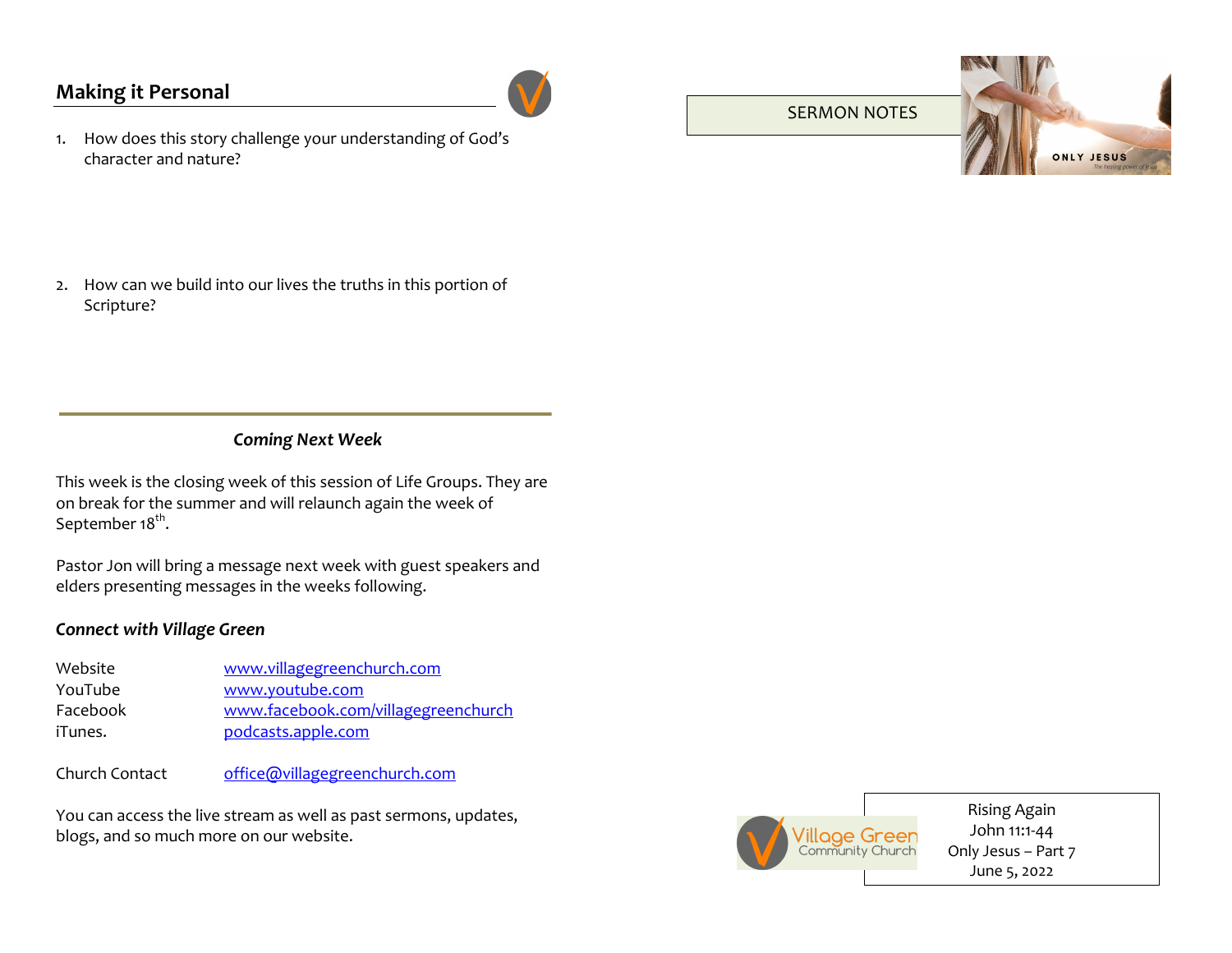## Making it Personal

1. How does this story challenge your understanding of God's character and nature?

2. How can we build into our lives the truths in this portion of Scripture?

---

### *Coming Next Week*

This week is the closing week of this session of Life Groups. They are on break for the summer and will relaunch again the week of September 18th.

Pastor Jon will bring a message next week with guest speakers and elders presenting messages in the weeks following.

### *Connect with Village Green*

| | |
|---|---|
| Website | www.villagegreenchurch.com |
| YouTube | www.youtube.com |
| Facebook | www.facebook.com/villagegreenchurch |
| iTunes. | podcasts.apple.com |
| Church Contact | office@villagegreenchurch.com |

You can access the live stream as well as past sermons, updates, blogs, and so much more on our website.

SERMON NOTES

ONLY JESUS
The healing power of Jesus

Village Green Community Church

Rising Again
John 11:1-44
Only Jesus – Part 7
June 5, 2022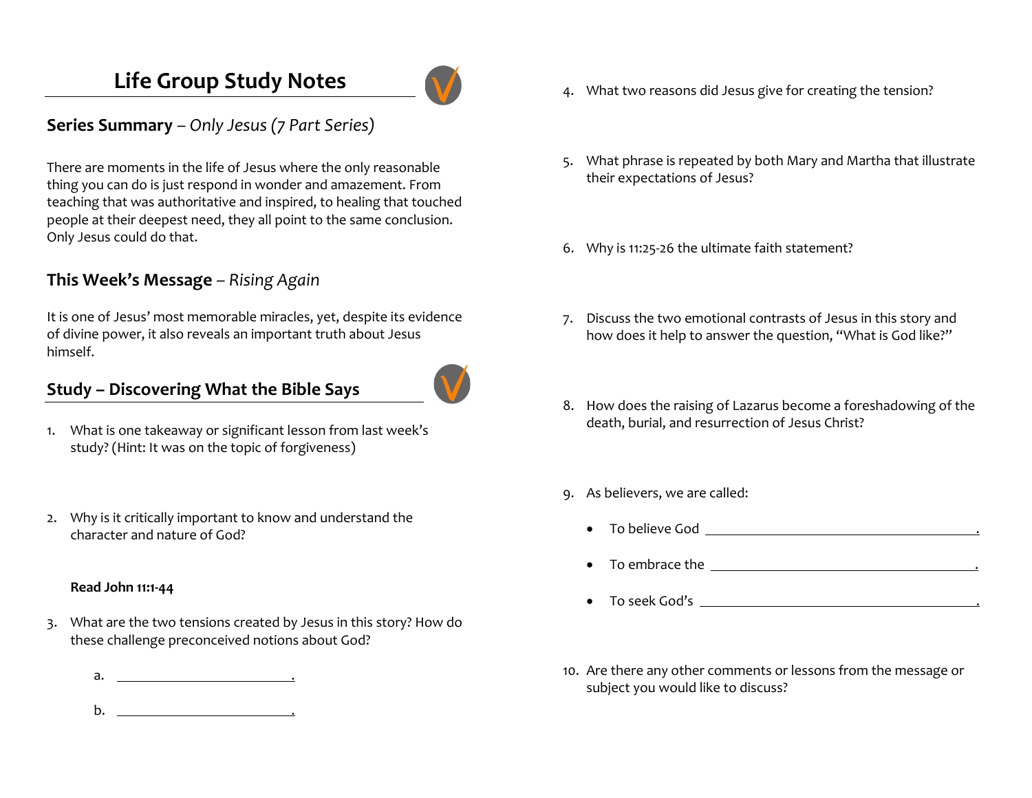# Life Group Study Notes

**Series Summary** – *Only Jesus (7 Part Series)*

There are moments in the life of Jesus where the only reasonable thing you can do is just respond in wonder and amazement. From teaching that was authoritative and inspired, to healing that touched people at their deepest need, they all point to the same conclusion. Only Jesus could do that.

**This Week's Message** – *Rising Again*

It is one of Jesus' most memorable miracles, yet, despite its evidence of divine power, it also reveals an important truth about Jesus himself.

## Study – Discovering What the Bible Says

1. What is one takeaway or significant lesson from last week's study? (Hint: It was on the topic of forgiveness)

2. Why is it critically important to know and understand the character and nature of God?

**Read John 11:1-44**

3. What are the two tensions created by Jesus in this story? How do these challenge preconceived notions about God?

   a. ________________________.

   b. ________________________.

4. What two reasons did Jesus give for creating the tension?

5. What phrase is repeated by both Mary and Martha that illustrate their expectations of Jesus?

6. Why is 11:25-26 the ultimate faith statement?

7. Discuss the two emotional contrasts of Jesus in this story and how does it help to answer the question, "What is God like?"

8. How does the raising of Lazarus become a foreshadowing of the death, burial, and resurrection of Jesus Christ?

9. As believers, we are called:

   - To believe God ________________________________________.
   - To embrace the ________________________________________.
   - To seek God's ________________________________________.

10. Are there any other comments or lessons from the message or subject you would like to discuss?